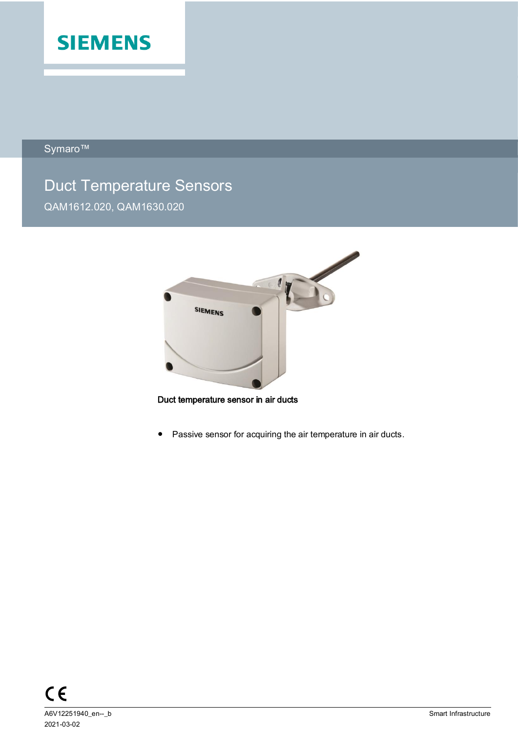SIEMENS

Symaro™

# Duct Temperature Sensors

QAM1612.020, QAM1630.020

**Duct temperature sensor in air ducts**

- Passive sensor for acquiring the air temperature in air ducts.

A6V12251940_en--_b
2021-03-02

Smart Infrastructure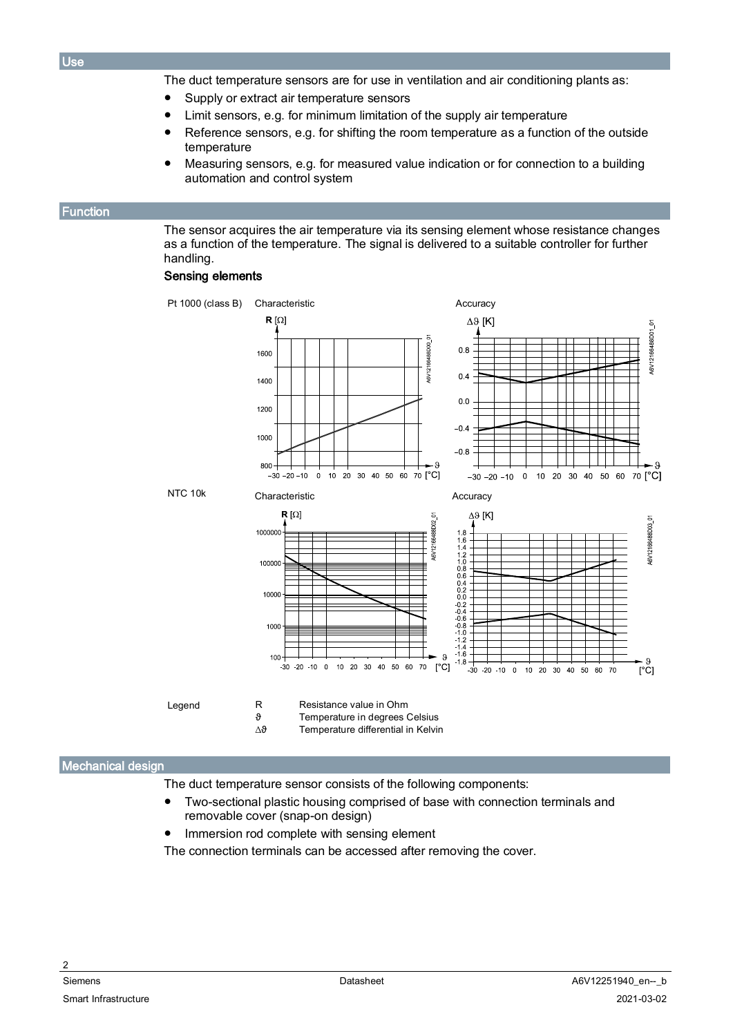## Use

The duct temperature sensors are for use in ventilation and air conditioning plants as:

- Supply or extract air temperature sensors
- Limit sensors, e.g. for minimum limitation of the supply air temperature
- Reference sensors, e.g. for shifting the room temperature as a function of the outside temperature
- Measuring sensors, e.g. for measured value indication or for connection to a building automation and control system

## Function

The sensor acquires the air temperature via its sensing element whose resistance changes as a function of the temperature. The signal is delivered to a suitable controller for further handling.

### Sensing elements

Pt 1000 (class B) — Characteristic — Accuracy

NTC 10k — Characteristic — Accuracy

Legend

| | |
|---|---|
| R | Resistance value in Ohm |
| ϑ | Temperature in degrees Celsius |
| Δϑ | Temperature differential in Kelvin |

## Mechanical design

The duct temperature sensor consists of the following components:

- Two-sectional plastic housing comprised of base with connection terminals and removable cover (snap-on design)
- Immersion rod complete with sensing element

The connection terminals can be accessed after removing the cover.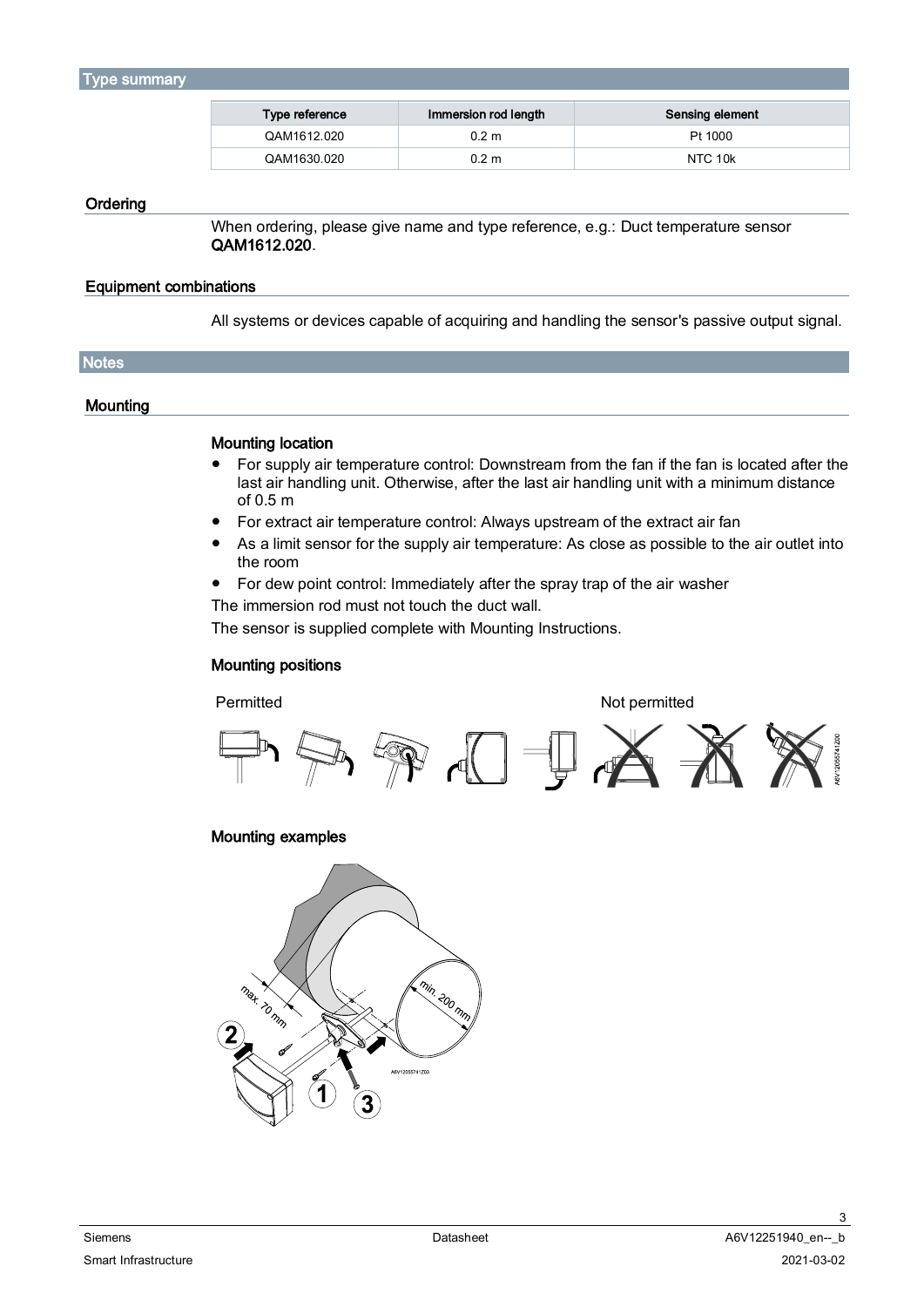## Type summary

| Type reference | Immersion rod length | Sensing element |
|---|---|---|
| QAM1612.020 | 0.2 m | Pt 1000 |
| QAM1630.020 | 0.2 m | NTC 10k |

### Ordering

When ordering, please give name and type reference, e.g.: Duct temperature sensor **QAM1612.020**.

### Equipment combinations

All systems or devices capable of acquiring and handling the sensor's passive output signal.

## Notes

### Mounting

#### Mounting location

- For supply air temperature control: Downstream from the fan if the fan is located after the last air handling unit. Otherwise, after the last air handling unit with a minimum distance of 0.5 m
- For extract air temperature control: Always upstream of the extract air fan
- As a limit sensor for the supply air temperature: As close as possible to the air outlet into the room
- For dew point control: Immediately after the spray trap of the air washer

The immersion rod must not touch the duct wall.

The sensor is supplied complete with Mounting Instructions.

#### Mounting positions

Permitted

Not permitted

#### Mounting examples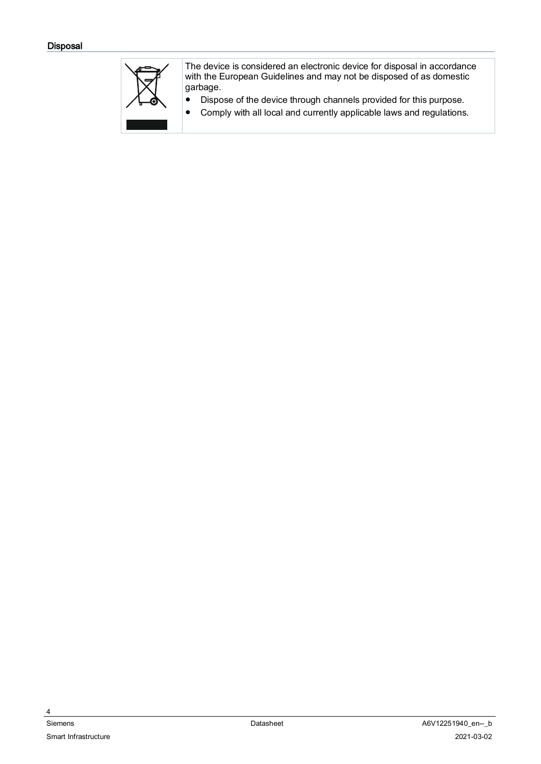## Disposal

The device is considered an electronic device for disposal in accordance with the European Guidelines and may not be disposed of as domestic garbage.

- Dispose of the device through channels provided for this purpose.
- Comply with all local and currently applicable laws and regulations.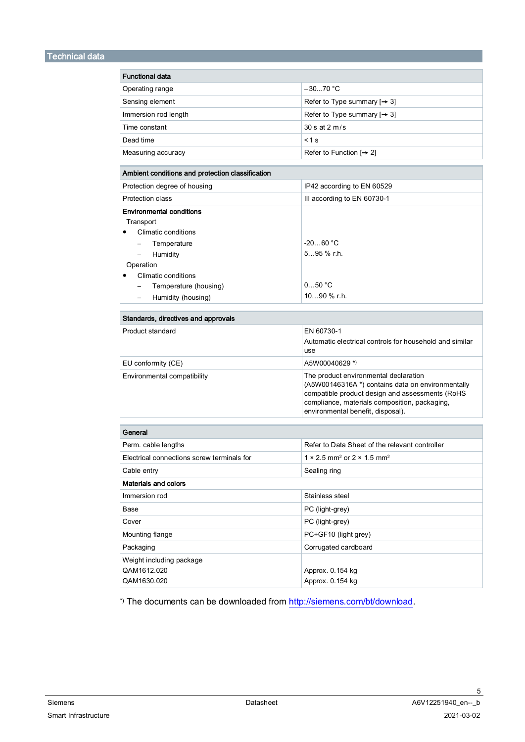## Technical data

| Functional data | |
|---|---|
| Operating range | –30...70 °C |
| Sensing element | Refer to Type summary [→ 3] |
| Immersion rod length | Refer to Type summary [→ 3] |
| Time constant | 30 s at 2 m/s |
| Dead time | < 1 s |
| Measuring accuracy | Refer to Function [→ 2] |

| Ambient conditions and protection classification | |
|---|---|
| Protection degree of housing | IP42 according to EN 60529 |
| Protection class | III according to EN 60730-1 |
| **Environmental conditions** | |
| Transport | |
| • Climatic conditions | |
| – Temperature | -20…60 °C |
| – Humidity | 5…95 % r.h. |
| Operation | |
| • Climatic conditions | |
| – Temperature (housing) | 0…50 °C |
| – Humidity (housing) | 10…90 % r.h. |

| Standards, directives and approvals | |
|---|---|
| Product standard | EN 60730-1<br>Automatic electrical controls for household and similar use |
| EU conformity (CE) | A5W00040629 *) |
| Environmental compatibility | The product environmental declaration (A5W00146316A *) contains data on environmentally compatible product design and assessments (RoHS compliance, materials composition, packaging, environmental benefit, disposal). |

| General | |
|---|---|
| Perm. cable lengths | Refer to Data Sheet of the relevant controller |
| Electrical connections screw terminals for | 1 × 2.5 mm² or 2 × 1.5 mm² |
| Cable entry | Sealing ring |
| **Materials and colors** | |
| Immersion rod | Stainless steel |
| Base | PC (light-grey) |
| Cover | PC (light-grey) |
| Mounting flange | PC+GF10 (light grey) |
| Packaging | Corrugated cardboard |
| Weight including package<br>QAM1612.020<br>QAM1630.020 | <br>Approx. 0.154 kg<br>Approx. 0.154 kg |

*) The documents can be downloaded from http://siemens.com/bt/download.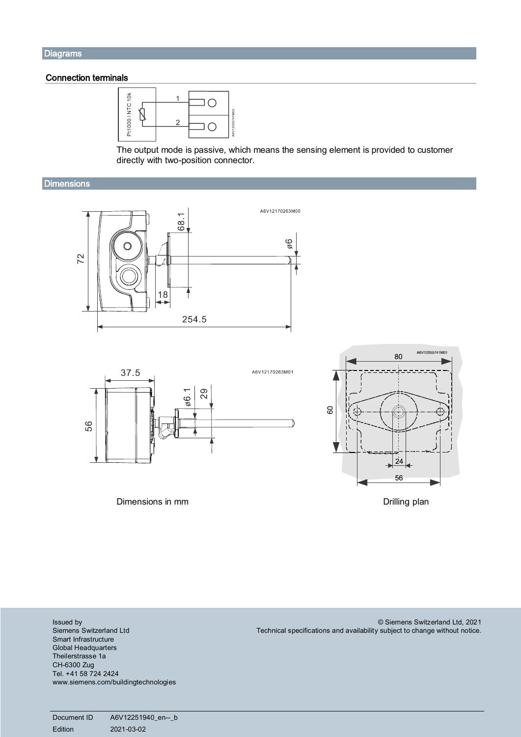## Diagrams

### Connection terminals

Pt1000 / NTC 10k

1

2

A6V12055741M02

The output mode is passive, which means the sensing element is provided to customer directly with two-position connector.

## Dimensions

A6V12170263M00

72

68.1

ø6

18

254.5

A6V12170263M01

37.5

56

ø6.1

29

A6V12055741M01

80

60

24

56

Dimensions in mm

Drilling plan

Issued by
Siemens Switzerland Ltd
Smart Infrastructure
Global Headquarters
Theilerstrasse 1a
CH-6300 Zug
Tel. +41 58 724 2424
www.siemens.com/buildingtechnologies

© Siemens Switzerland Ltd, 2021
Technical specifications and availability subject to change without notice.

Document ID A6V12251940_en--_b
Edition 2021-03-02